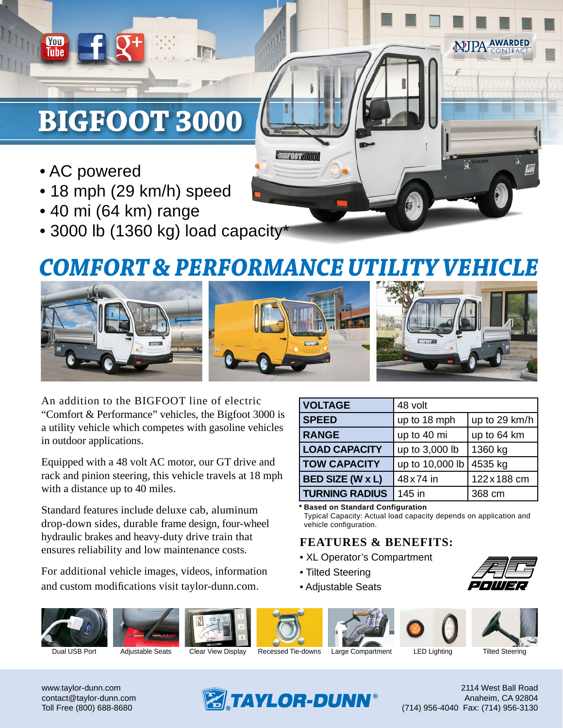# BIGFOOT 3000

- AC powered
- 18 mph (29 km/h) speed
- 40 mi (64 km) range
- 3000 lb (1360 kg) load capacity*

## *COMFORT & PERFORMANCE UTILITY VEHICLE*

An addition to the BIGFOOT line of electric "Comfort & Performance" vehicles, the Bigfoot 3000 is a utility vehicle which competes with gasoline vehicles in outdoor applications.

Equipped with a 48 volt AC motor, our GT drive and rack and pinion steering, this vehicle travels at 18 mph with a distance up to 40 miles.

Standard features include deluxe cab, aluminum drop-down sides, durable frame design, four-wheel hydraulic brakes and heavy-duty drive train that ensures reliability and low maintenance costs.

For additional vehicle images, videos, information and custom modifications visit taylor-dunn.com.

| | | |
|---|---|---|
| **VOLTAGE** | 48 volt | |
| **SPEED** | up to 18 mph | up to 29 km/h |
| **RANGE** | up to 40 mi | up to 64 km |
| **LOAD CAPACITY** | up to 3,000 lb | 1360 kg |
| **TOW CAPACITY** | up to 10,000 lb | 4535 kg |
| **BED SIZE (W x L)** | 48 x 74 in | 122 x 188 cm |
| **TURNING RADIUS** | 145 in | 368 cm |

**\* Based on Standard Configuration**
Typical Capacity: Actual load capacity depends on application and vehicle configuration.

### FEATURES & BENEFITS:

- XL Operator's Compartment
- Tilted Steering
- Adjustable Seats

Dual USB Port | Adjustable Seats | Clear View Display | Recessed Tie-downs | Large Compartment | LED Lighting | Tilted Steering

www.taylor-dunn.com
contact@taylor-dunn.com
Toll Free (800) 688-8680

TAYLOR-DUNN®

2114 West Ball Road
Anaheim, CA 92804
(714) 956-4040 Fax: (714) 956-3130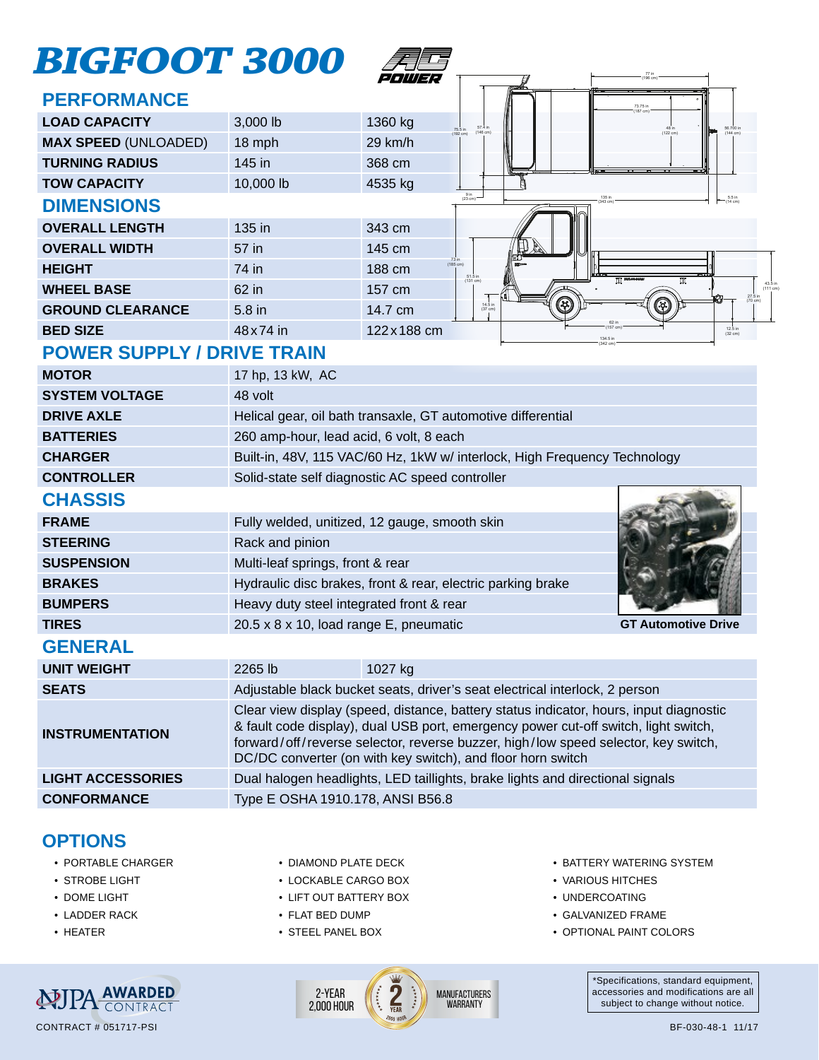# BIGFOOT 3000

AC POWER

## PERFORMANCE

| | | |
|---|---|---|
| LOAD CAPACITY | 3,000 lb | 1360 kg |
| MAX SPEED (UNLOADED) | 18 mph | 29 km/h |
| TURNING RADIUS | 145 in | 368 cm |
| TOW CAPACITY | 10,000 lb | 4535 kg |

## DIMENSIONS

| | | |
|---|---|---|
| OVERALL LENGTH | 135 in | 343 cm |
| OVERALL WIDTH | 57 in | 145 cm |
| HEIGHT | 74 in | 188 cm |
| WHEEL BASE | 62 in | 157 cm |
| GROUND CLEARANCE | 5.8 in | 14.7 cm |
| BED SIZE | 48x74 in | 122x188 cm |

77 in (196 cm)
73.75 in (187 cm)
75.5 in (192 cm)
57.4 in (146 cm)
48 in (122 cm)
56.700 in (144 cm)
9 in (23 cm)
135 in (343 cm)
5.5 in (14 cm)
73 in (185 cm)
51.5 in (131 cm)
43.5 in (111 cm)
27.5 in (70 cm)
14.5 in (37 cm)
62 in (157 cm)
134.5 in (342 cm)
12.5 in (32 cm)

## POWER SUPPLY / DRIVE TRAIN

| | |
|---|---|
| MOTOR | 17 hp, 13 kW, AC |
| SYSTEM VOLTAGE | 48 volt |
| DRIVE AXLE | Helical gear, oil bath transaxle, GT automotive differential |
| BATTERIES | 260 amp-hour, lead acid, 6 volt, 8 each |
| CHARGER | Built-in, 48V, 115 VAC/60 Hz, 1kW w/ interlock, High Frequency Technology |
| CONTROLLER | Solid-state self diagnostic AC speed controller |

## CHASSIS

| | |
|---|---|
| FRAME | Fully welded, unitized, 12 gauge, smooth skin |
| STEERING | Rack and pinion |
| SUSPENSION | Multi-leaf springs, front & rear |
| BRAKES | Hydraulic disc brakes, front & rear, electric parking brake |
| BUMPERS | Heavy duty steel integrated front & rear |
| TIRES | 20.5 x 8 x 10, load range E, pneumatic |

GT Automotive Drive

## GENERAL

| | | |
|---|---|---|
| UNIT WEIGHT | 2265 lb | 1027 kg |
| SEATS | Adjustable black bucket seats, driver's seat electrical interlock, 2 person | |
| INSTRUMENTATION | Clear view display (speed, distance, battery status indicator, hours, input diagnostic & fault code display), dual USB port, emergency power cut-off switch, light switch, forward/off/reverse selector, reverse buzzer, high/low speed selector, key switch, DC/DC converter (on with key switch), and floor horn switch | |
| LIGHT ACCESSORIES | Dual halogen headlights, LED taillights, brake lights and directional signals | |
| CONFORMANCE | Type E OSHA 1910.178, ANSI B56.8 | |

## OPTIONS

- PORTABLE CHARGER
- STROBE LIGHT
- DOME LIGHT
- LADDER RACK
- HEATER
- DIAMOND PLATE DECK
- LOCKABLE CARGO BOX
- LIFT OUT BATTERY BOX
- FLAT BED DUMP
- STEEL PANEL BOX
- BATTERY WATERING SYSTEM
- VARIOUS HITCHES
- UNDERCOATING
- GALVANIZED FRAME
- OPTIONAL PAINT COLORS

NJPA AWARDED CONTRACT

CONTRACT # 051717-PSI

2-YEAR 2,000 HOUR MANUFACTURERS WARRANTY

*Specifications, standard equipment, accessories and modifications are all subject to change without notice.

BF-030-48-1 11/17